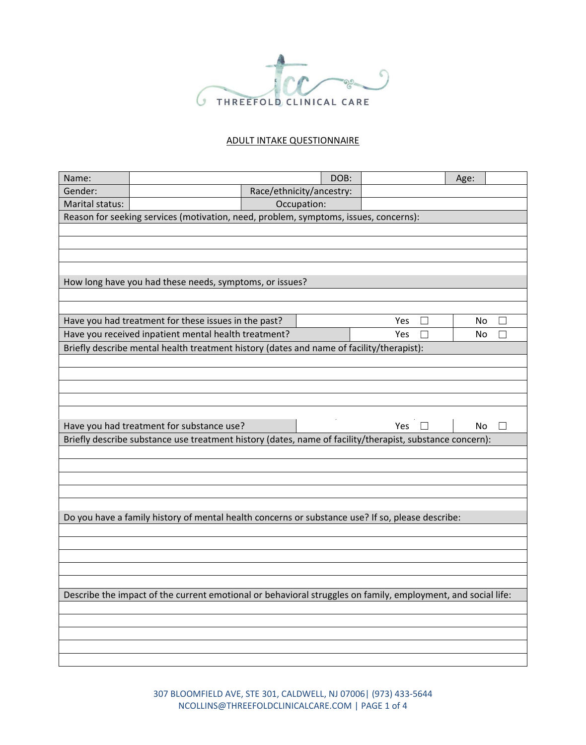THREEFOLD CLINICAL CARE

## ADULT INTAKE QUESTIONNAIRE

| Name: | | DOB: | | Age: | |
|---|---|---|---|---|---|
| Gender: | | Race/ethnicity/ancestry: | | | |
| Marital status: | | Occupation: | | | |

Reason for seeking services (motivation, need, problem, symptoms, issues, concerns):

&nbsp;

How long have you had these needs, symptoms, or issues?

&nbsp;

| | | |
|---|---|---|
| Have you had treatment for these issues in the past? | Yes ☐ | No ☐ |
| Have you received inpatient mental health treatment? | Yes ☐ | No ☐ |

Briefly describe mental health treatment history (dates and name of facility/therapist):

&nbsp;

| | | |
|---|---|---|
| Have you had treatment for substance use? | Yes ☐ | No ☐ |

Briefly describe substance use treatment history (dates, name of facility/therapist, substance concern):

&nbsp;

Do you have a family history of mental health concerns or substance use? If so, please describe:

&nbsp;

Describe the impact of the current emotional or behavioral struggles on family, employment, and social life:

&nbsp;

307 BLOOMFIELD AVE, STE 301, CALDWELL, NJ 07006| (973) 433-5644
NCOLLINS@THREEFOLDCLINICALCARE.COM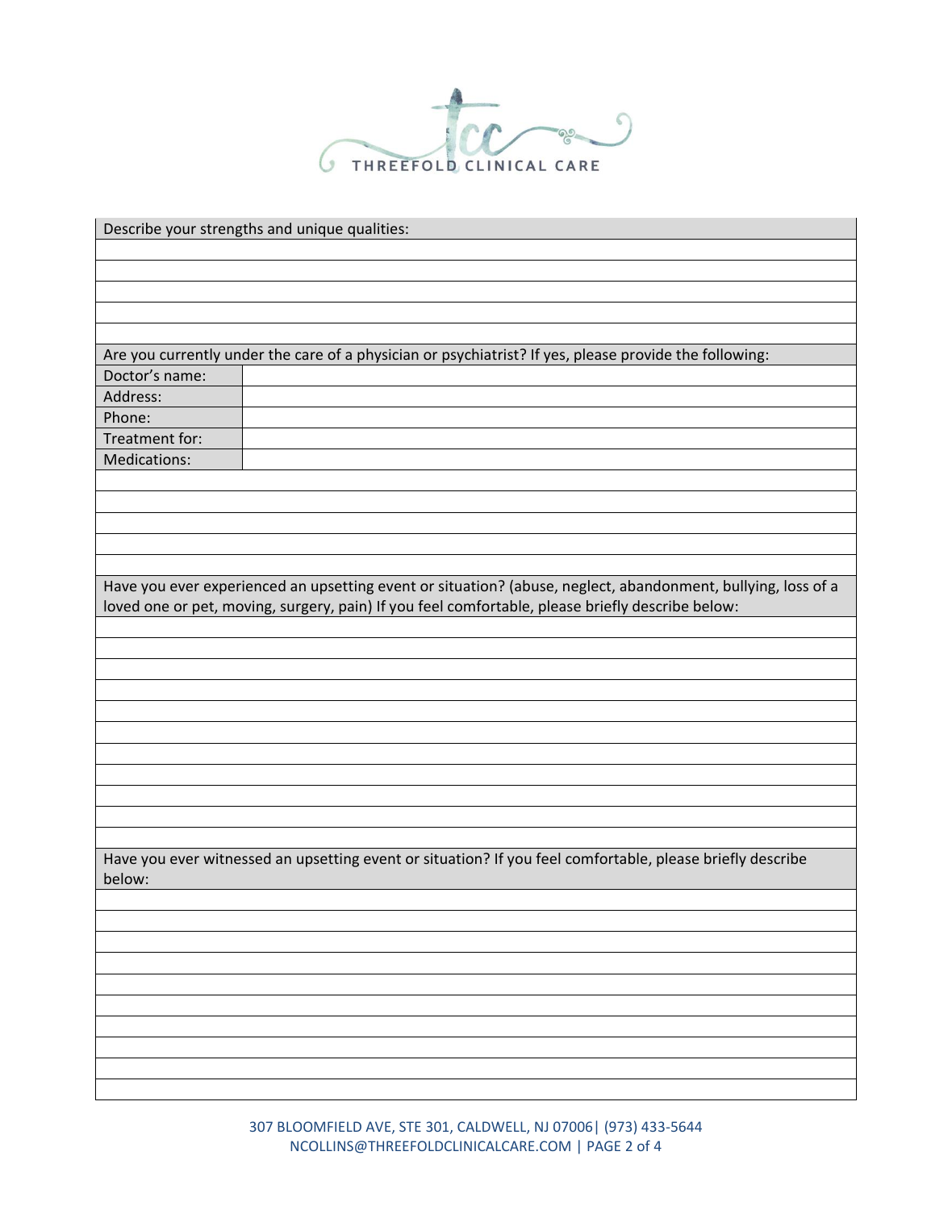THREEFOLD CLINICAL CARE

Describe your strengths and unique qualities:

Are you currently under the care of a physician or psychiatrist? If yes, please provide the following:

| Doctor's name: | |
|---|---|
| Address: | |
| Phone: | |
| Treatment for: | |
| Medications: | |

Have you ever experienced an upsetting event or situation? (abuse, neglect, abandonment, bullying, loss of a loved one or pet, moving, surgery, pain) If you feel comfortable, please briefly describe below:

Have you ever witnessed an upsetting event or situation? If you feel comfortable, please briefly describe below:

307 BLOOMFIELD AVE, STE 301, CALDWELL, NJ 07006| (973) 433-5644
NCOLLINS@THREEFOLDCLINICALCARE.COM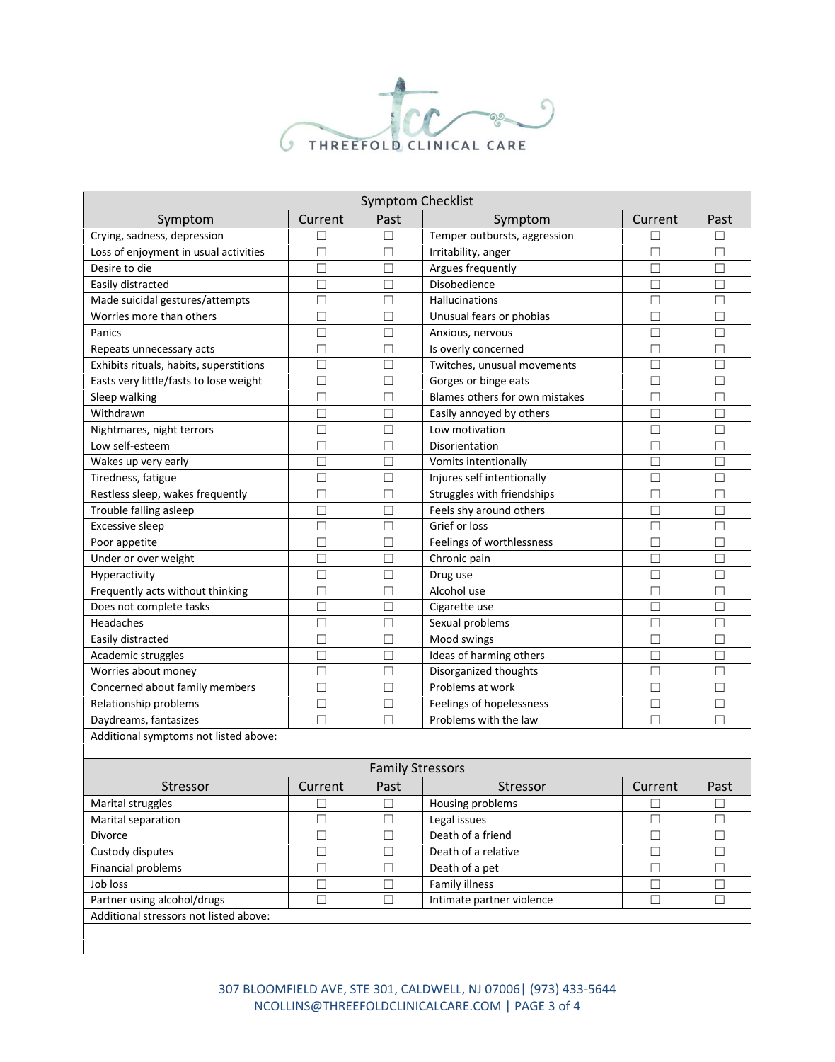THREEFOLD CLINICAL CARE

| Symptom Checklist | | | | | |
|---|---|---|---|---|---|
| **Symptom** | **Current** | **Past** | **Symptom** | **Current** | **Past** |
| Crying, sadness, depression | ☐ | ☐ | Temper outbursts, aggression | ☐ | ☐ |
| Loss of enjoyment in usual activities | ☐ | ☐ | Irritability, anger | ☐ | ☐ |
| Desire to die | ☐ | ☐ | Argues frequently | ☐ | ☐ |
| Easily distracted | ☐ | ☐ | Disobedience | ☐ | ☐ |
| Made suicidal gestures/attempts | ☐ | ☐ | Hallucinations | ☐ | ☐ |
| Worries more than others | ☐ | ☐ | Unusual fears or phobias | ☐ | ☐ |
| Panics | ☐ | ☐ | Anxious, nervous | ☐ | ☐ |
| Repeats unnecessary acts | ☐ | ☐ | Is overly concerned | ☐ | ☐ |
| Exhibits rituals, habits, superstitions | ☐ | ☐ | Twitches, unusual movements | ☐ | ☐ |
| Easts very little/fasts to lose weight | ☐ | ☐ | Gorges or binge eats | ☐ | ☐ |
| Sleep walking | ☐ | ☐ | Blames others for own mistakes | ☐ | ☐ |
| Withdrawn | ☐ | ☐ | Easily annoyed by others | ☐ | ☐ |
| Nightmares, night terrors | ☐ | ☐ | Low motivation | ☐ | ☐ |
| Low self-esteem | ☐ | ☐ | Disorientation | ☐ | ☐ |
| Wakes up very early | ☐ | ☐ | Vomits intentionally | ☐ | ☐ |
| Tiredness, fatigue | ☐ | ☐ | Injures self intentionally | ☐ | ☐ |
| Restless sleep, wakes frequently | ☐ | ☐ | Struggles with friendships | ☐ | ☐ |
| Trouble falling asleep | ☐ | ☐ | Feels shy around others | ☐ | ☐ |
| Excessive sleep | ☐ | ☐ | Grief or loss | ☐ | ☐ |
| Poor appetite | ☐ | ☐ | Feelings of worthlessness | ☐ | ☐ |
| Under or over weight | ☐ | ☐ | Chronic pain | ☐ | ☐ |
| Hyperactivity | ☐ | ☐ | Drug use | ☐ | ☐ |
| Frequently acts without thinking | ☐ | ☐ | Alcohol use | ☐ | ☐ |
| Does not complete tasks | ☐ | ☐ | Cigarette use | ☐ | ☐ |
| Headaches | ☐ | ☐ | Sexual problems | ☐ | ☐ |
| Easily distracted | ☐ | ☐ | Mood swings | ☐ | ☐ |
| Academic struggles | ☐ | ☐ | Ideas of harming others | ☐ | ☐ |
| Worries about money | ☐ | ☐ | Disorganized thoughts | ☐ | ☐ |
| Concerned about family members | ☐ | ☐ | Problems at work | ☐ | ☐ |
| Relationship problems | ☐ | ☐ | Feelings of hopelessness | ☐ | ☐ |
| Daydreams, fantasizes | ☐ | ☐ | Problems with the law | ☐ | ☐ |
| Additional symptoms not listed above: | | | | | |

| Family Stressors | | | | | |
|---|---|---|---|---|---|
| **Stressor** | **Current** | **Past** | **Stressor** | **Current** | **Past** |
| Marital struggles | ☐ | ☐ | Housing problems | ☐ | ☐ |
| Marital separation | ☐ | ☐ | Legal issues | ☐ | ☐ |
| Divorce | ☐ | ☐ | Death of a friend | ☐ | ☐ |
| Custody disputes | ☐ | ☐ | Death of a relative | ☐ | ☐ |
| Financial problems | ☐ | ☐ | Death of a pet | ☐ | ☐ |
| Job loss | ☐ | ☐ | Family illness | ☐ | ☐ |
| Partner using alcohol/drugs | ☐ | ☐ | Intimate partner violence | ☐ | ☐ |
| Additional stressors not listed above: | | | | | |

307 BLOOMFIELD AVE, STE 301, CALDWELL, NJ 07006| (973) 433-5644
NCOLLINS@THREEFOLDCLINICALCARE.COM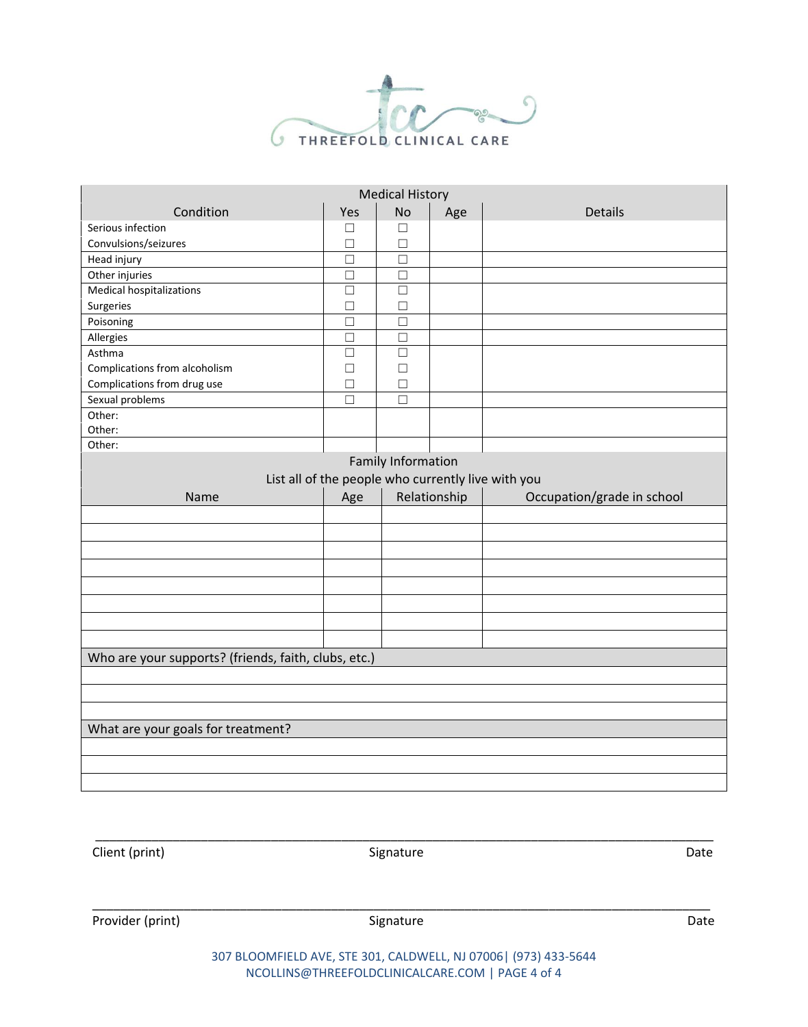THREEFOLD CLINICAL CARE

| Medical History | | | | |
|---|---|---|---|---|
| Condition | Yes | No | Age | Details |
| Serious infection | ☐ | ☐ | | |
| Convulsions/seizures | ☐ | ☐ | | |
| Head injury | ☐ | ☐ | | |
| Other injuries | ☐ | ☐ | | |
| Medical hospitalizations | ☐ | ☐ | | |
| Surgeries | ☐ | ☐ | | |
| Poisoning | ☐ | ☐ | | |
| Allergies | ☐ | ☐ | | |
| Asthma | ☐ | ☐ | | |
| Complications from alcoholism | ☐ | ☐ | | |
| Complications from drug use | ☐ | ☐ | | |
| Sexual problems | ☐ | ☐ | | |
| Other: | | | | |
| Other: | | | | |
| Other: | | | | |

| Family Information<br>List all of the people who currently live with you | | | |
|---|---|---|---|
| Name | Age | Relationship | Occupation/grade in school |
| | | | |
| | | | |
| | | | |
| | | | |
| | | | |
| | | | |
| | | | |
| | | | |

Who are your supports? (friends, faith, clubs, etc.)

_______________________________________________

_______________________________________________

_______________________________________________

What are your goals for treatment?

_______________________________________________

_______________________________________________

_______________________________________________

_______________________________________________

Client (print) Signature Date

_______________________________________________

Provider (print) Signature Date

307 BLOOMFIELD AVE, STE 301, CALDWELL, NJ 07006| (973) 433-5644
NCOLLINS@THREEFOLDCLINICALCARE.COM